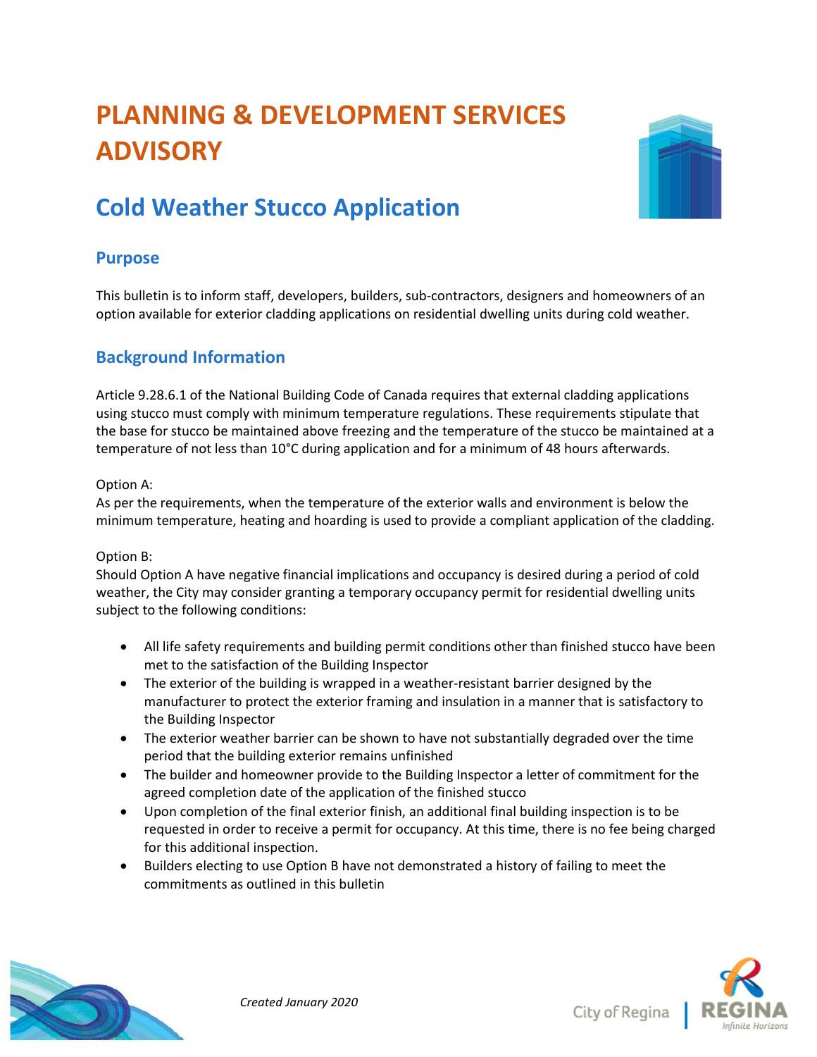# PLANNING & DEVELOPMENT SERVICES ADVISORY

## Cold Weather Stucco Application

### Purpose

This bulletin is to inform staff, developers, builders, sub-contractors, designers and homeowners of an option available for exterior cladding applications on residential dwelling units during cold weather.

### Background Information

Article 9.28.6.1 of the National Building Code of Canada requires that external cladding applications using stucco must comply with minimum temperature regulations. These requirements stipulate that the base for stucco be maintained above freezing and the temperature of the stucco be maintained at a temperature of not less than 10°C during application and for a minimum of 48 hours afterwards.

Option A:
As per the requirements, when the temperature of the exterior walls and environment is below the minimum temperature, heating and hoarding is used to provide a compliant application of the cladding.

Option B:
Should Option A have negative financial implications and occupancy is desired during a period of cold weather, the City may consider granting a temporary occupancy permit for residential dwelling units subject to the following conditions:

- All life safety requirements and building permit conditions other than finished stucco have been met to the satisfaction of the Building Inspector
- The exterior of the building is wrapped in a weather-resistant barrier designed by the manufacturer to protect the exterior framing and insulation in a manner that is satisfactory to the Building Inspector
- The exterior weather barrier can be shown to have not substantially degraded over the time period that the building exterior remains unfinished
- The builder and homeowner provide to the Building Inspector a letter of commitment for the agreed completion date of the application of the finished stucco
- Upon completion of the final exterior finish, an additional final building inspection is to be requested in order to receive a permit for occupancy. At this time, there is no fee being charged for this additional inspection.
- Builders electing to use Option B have not demonstrated a history of failing to meet the commitments as outlined in this bulletin

*Created January 2020*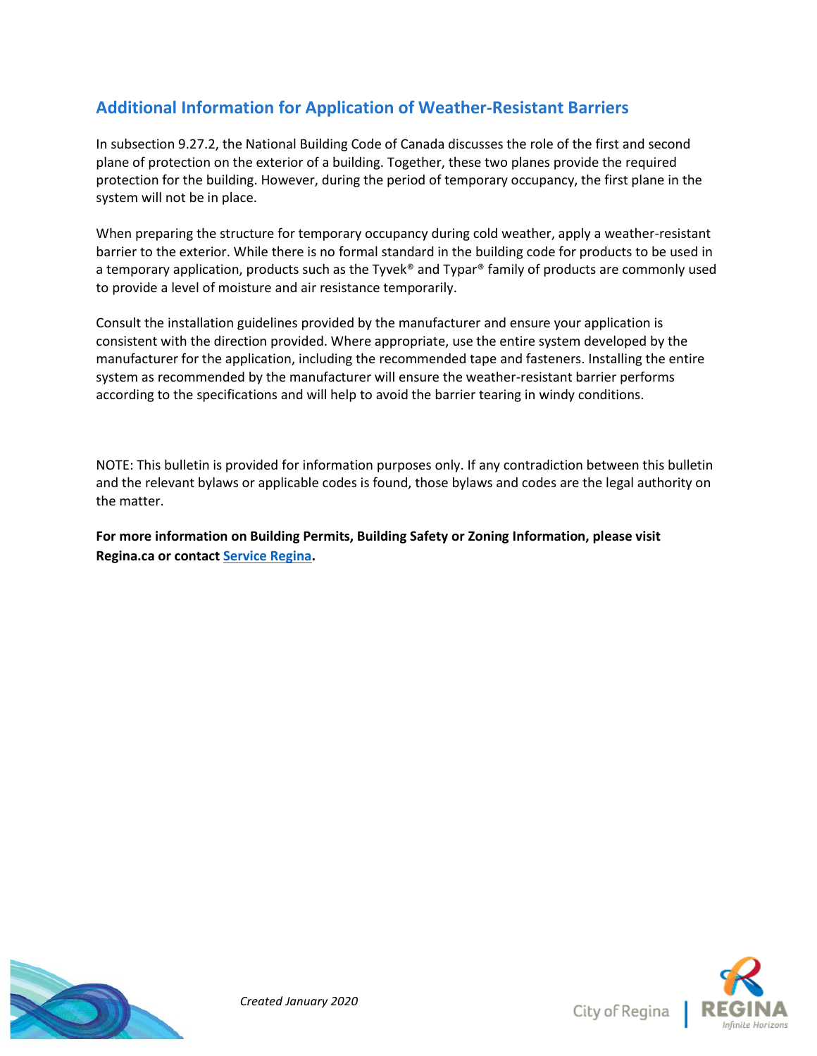## Additional Information for Application of Weather-Resistant Barriers

In subsection 9.27.2, the National Building Code of Canada discusses the role of the first and second plane of protection on the exterior of a building. Together, these two planes provide the required protection for the building. However, during the period of temporary occupancy, the first plane in the system will not be in place.

When preparing the structure for temporary occupancy during cold weather, apply a weather-resistant barrier to the exterior. While there is no formal standard in the building code for products to be used in a temporary application, products such as the Tyvek® and Typar® family of products are commonly used to provide a level of moisture and air resistance temporarily.

Consult the installation guidelines provided by the manufacturer and ensure your application is consistent with the direction provided. Where appropriate, use the entire system developed by the manufacturer for the application, including the recommended tape and fasteners. Installing the entire system as recommended by the manufacturer will ensure the weather-resistant barrier performs according to the specifications and will help to avoid the barrier tearing in windy conditions.

NOTE: This bulletin is provided for information purposes only. If any contradiction between this bulletin and the relevant bylaws or applicable codes is found, those bylaws and codes are the legal authority on the matter.

**For more information on Building Permits, Building Safety or Zoning Information, please visit Regina.ca or contact Service Regina.**

*Created January 2020*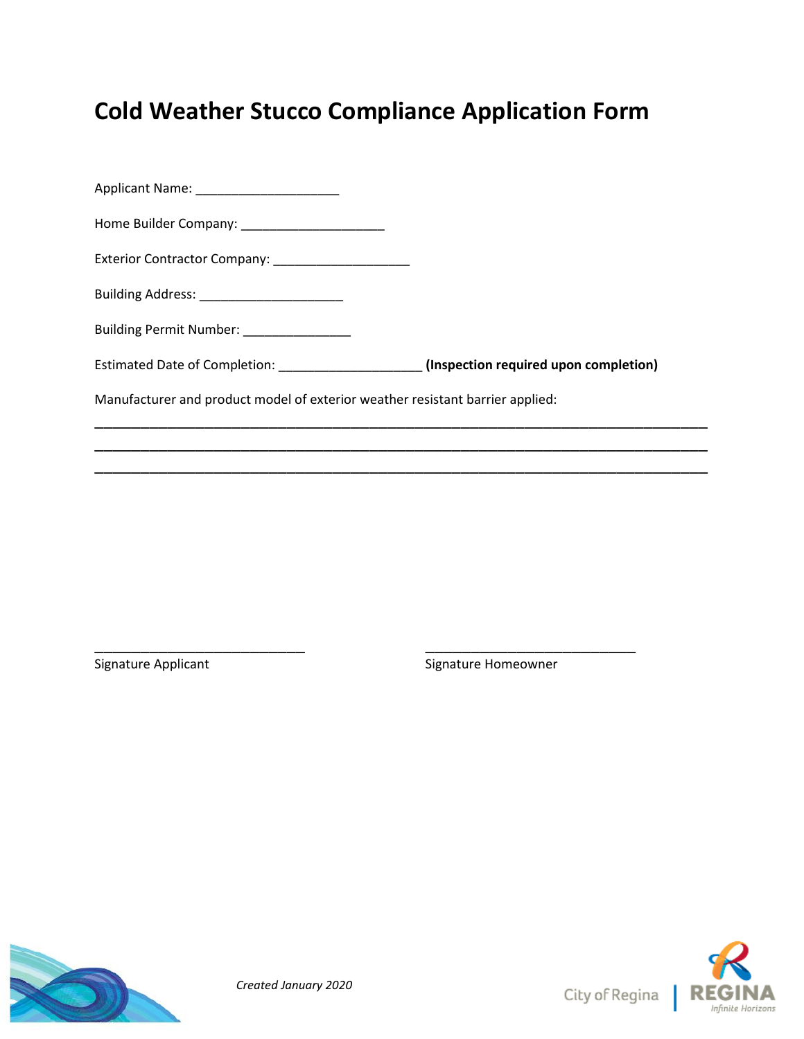# Cold Weather Stucco Compliance Application Form

Applicant Name: ____________________

Home Builder Company: ____________________

Exterior Contractor Company: ___________________

Building Address: ____________________

Building Permit Number: _______________

Estimated Date of Completion: ____________________ **(Inspection required upon completion)**

Manufacturer and product model of exterior weather resistant barrier applied:

_____________________________________________________________________________________

_____________________________________________________________________________________

_____________________________________________________________________________________

_____________________________ _____________________________

Signature Applicant Signature Homeowner

*Created January 2020*

City of Regina | REGINA Infinite Horizons